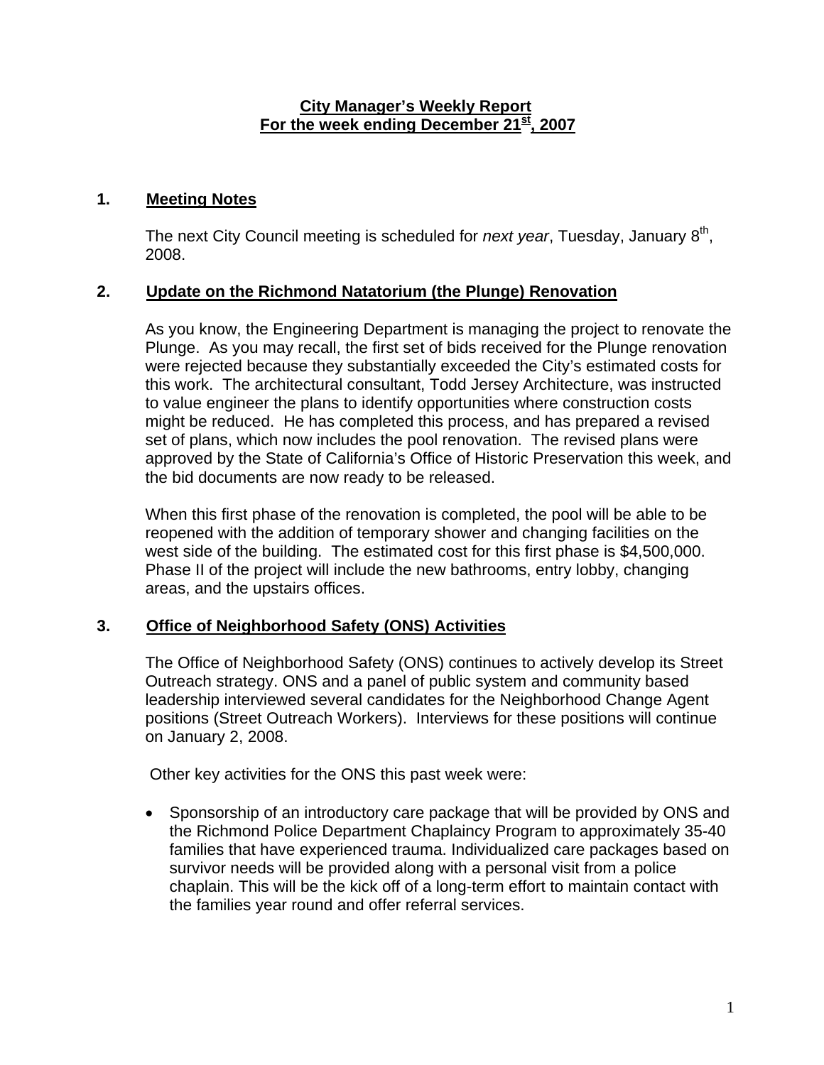# City Manager's Weekly Report
## For the week ending December 21st, 2007

### 1. Meeting Notes

The next City Council meeting is scheduled for *next year*, Tuesday, January 8th, 2008.

### 2. Update on the Richmond Natatorium (the Plunge) Renovation

As you know, the Engineering Department is managing the project to renovate the Plunge. As you may recall, the first set of bids received for the Plunge renovation were rejected because they substantially exceeded the City's estimated costs for this work. The architectural consultant, Todd Jersey Architecture, was instructed to value engineer the plans to identify opportunities where construction costs might be reduced. He has completed this process, and has prepared a revised set of plans, which now includes the pool renovation. The revised plans were approved by the State of California's Office of Historic Preservation this week, and the bid documents are now ready to be released.

When this first phase of the renovation is completed, the pool will be able to be reopened with the addition of temporary shower and changing facilities on the west side of the building. The estimated cost for this first phase is $4,500,000. Phase II of the project will include the new bathrooms, entry lobby, changing areas, and the upstairs offices.

### 3. Office of Neighborhood Safety (ONS) Activities

The Office of Neighborhood Safety (ONS) continues to actively develop its Street Outreach strategy. ONS and a panel of public system and community based leadership interviewed several candidates for the Neighborhood Change Agent positions (Street Outreach Workers). Interviews for these positions will continue on January 2, 2008.

Other key activities for the ONS this past week were:

- Sponsorship of an introductory care package that will be provided by ONS and the Richmond Police Department Chaplaincy Program to approximately 35-40 families that have experienced trauma. Individualized care packages based on survivor needs will be provided along with a personal visit from a police chaplain. This will be the kick off of a long-term effort to maintain contact with the families year round and offer referral services.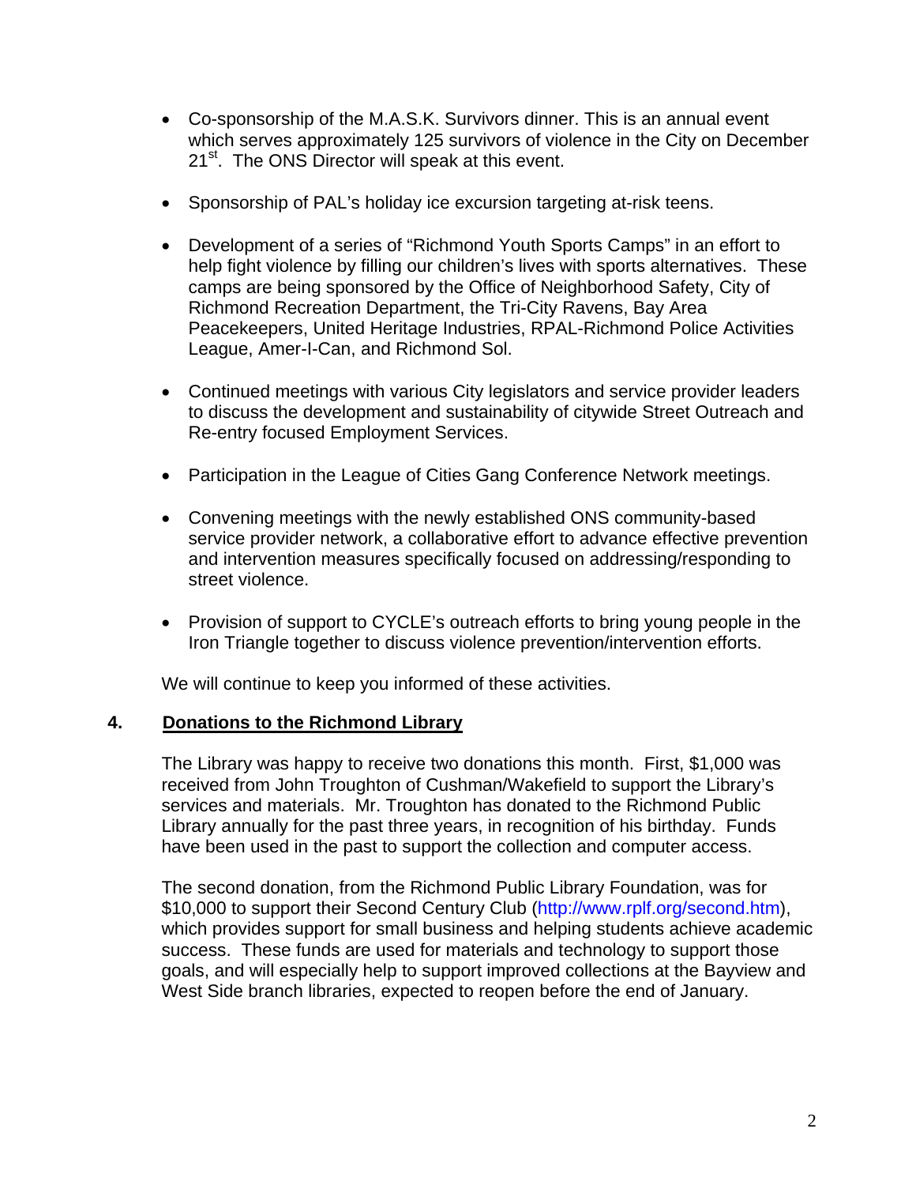- Co-sponsorship of the M.A.S.K. Survivors dinner. This is an annual event which serves approximately 125 survivors of violence in the City on December 21st. The ONS Director will speak at this event.

- Sponsorship of PAL's holiday ice excursion targeting at-risk teens.

- Development of a series of "Richmond Youth Sports Camps" in an effort to help fight violence by filling our children's lives with sports alternatives. These camps are being sponsored by the Office of Neighborhood Safety, City of Richmond Recreation Department, the Tri-City Ravens, Bay Area Peacekeepers, United Heritage Industries, RPAL-Richmond Police Activities League, Amer-I-Can, and Richmond Sol.

- Continued meetings with various City legislators and service provider leaders to discuss the development and sustainability of citywide Street Outreach and Re-entry focused Employment Services.

- Participation in the League of Cities Gang Conference Network meetings.

- Convening meetings with the newly established ONS community-based service provider network, a collaborative effort to advance effective prevention and intervention measures specifically focused on addressing/responding to street violence.

- Provision of support to CYCLE's outreach efforts to bring young people in the Iron Triangle together to discuss violence prevention/intervention efforts.

We will continue to keep you informed of these activities.

## 4. Donations to the Richmond Library

The Library was happy to receive two donations this month. First, $1,000 was received from John Troughton of Cushman/Wakefield to support the Library's services and materials. Mr. Troughton has donated to the Richmond Public Library annually for the past three years, in recognition of his birthday. Funds have been used in the past to support the collection and computer access.

The second donation, from the Richmond Public Library Foundation, was for $10,000 to support their Second Century Club (http://www.rplf.org/second.htm), which provides support for small business and helping students achieve academic success. These funds are used for materials and technology to support those goals, and will especially help to support improved collections at the Bayview and West Side branch libraries, expected to reopen before the end of January.